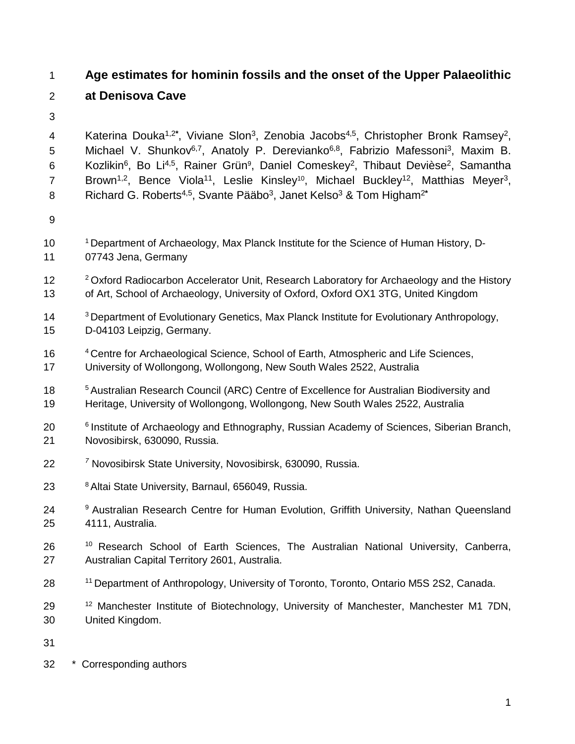# Age estimates for hominin fossils and the onset of the Upper Palaeolithic at Denisova Cave

Katerina Douka[1,2*], Viviane Slon[3], Zenobia Jacobs[4,5], Christopher Bronk Ramsey[2], Michael V. Shunkov[6,7], Anatoly P. Derevianko[6,8], Fabrizio Mafessoni[3], Maxim B. Kozlikin[6], Bo Li[4,5], Rainer Grün[9], Daniel Comeskey[2], Thibaut Devièse[2], Samantha Brown[1,2], Bence Viola[11], Leslie Kinsley[10], Michael Buckley[12], Matthias Meyer[3], Richard G. Roberts[4,5], Svante Pääbo[3], Janet Kelso[3] & Tom Higham[2*]

[1] Department of Archaeology, Max Planck Institute for the Science of Human History, D-07743 Jena, Germany

[2] Oxford Radiocarbon Accelerator Unit, Research Laboratory for Archaeology and the History of Art, School of Archaeology, University of Oxford, Oxford OX1 3TG, United Kingdom

[3] Department of Evolutionary Genetics, Max Planck Institute for Evolutionary Anthropology, D-04103 Leipzig, Germany.

[4] Centre for Archaeological Science, School of Earth, Atmospheric and Life Sciences, University of Wollongong, Wollongong, New South Wales 2522, Australia

[5] Australian Research Council (ARC) Centre of Excellence for Australian Biodiversity and Heritage, University of Wollongong, Wollongong, New South Wales 2522, Australia

[6] Institute of Archaeology and Ethnography, Russian Academy of Sciences, Siberian Branch, Novosibirsk, 630090, Russia.

[7] Novosibirsk State University, Novosibirsk, 630090, Russia.

[8] Altai State University, Barnaul, 656049, Russia.

[9] Australian Research Centre for Human Evolution, Griffith University, Nathan Queensland 4111, Australia.

[10] Research School of Earth Sciences, The Australian National University, Canberra, Australian Capital Territory 2601, Australia.

[11] Department of Anthropology, University of Toronto, Toronto, Ontario M5S 2S2, Canada.

[12] Manchester Institute of Biotechnology, University of Manchester, Manchester M1 7DN, United Kingdom.

\* Corresponding authors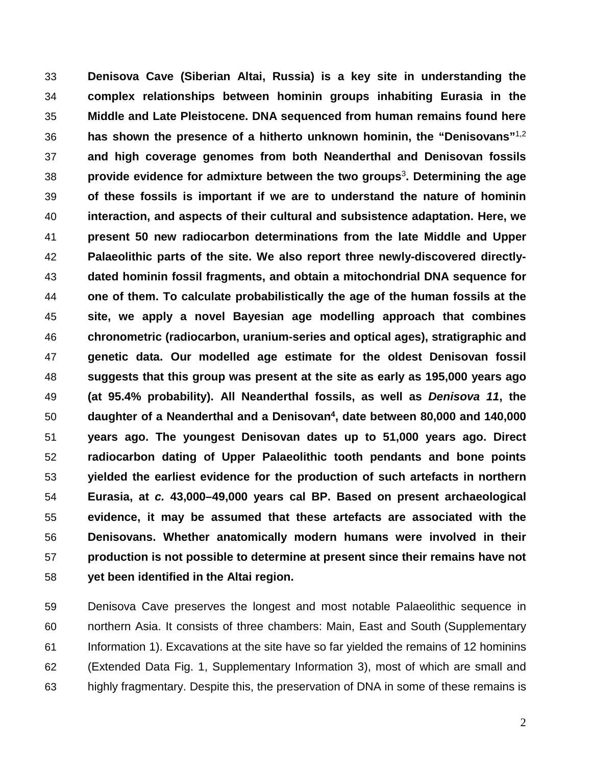**Denisova Cave (Siberian Altai, Russia) is a key site in understanding the complex relationships between hominin groups inhabiting Eurasia in the Middle and Late Pleistocene. DNA sequenced from human remains found here has shown the presence of a hitherto unknown hominin, the "Denisovans"[1,2] and high coverage genomes from both Neanderthal and Denisovan fossils provide evidence for admixture between the two groups[3]. Determining the age of these fossils is important if we are to understand the nature of hominin interaction, and aspects of their cultural and subsistence adaptation. Here, we present 50 new radiocarbon determinations from the late Middle and Upper Palaeolithic parts of the site. We also report three newly-discovered directly-dated hominin fossil fragments, and obtain a mitochondrial DNA sequence for one of them. To calculate probabilistically the age of the human fossils at the site, we apply a novel Bayesian age modelling approach that combines chronometric (radiocarbon, uranium-series and optical ages), stratigraphic and genetic data. Our modelled age estimate for the oldest Denisovan fossil suggests that this group was present at the site as early as 195,000 years ago (at 95.4% probability). All Neanderthal fossils, as well as *Denisova 11*, the daughter of a Neanderthal and a Denisovan[4], date between 80,000 and 140,000 years ago. The youngest Denisovan dates up to 51,000 years ago. Direct radiocarbon dating of Upper Palaeolithic tooth pendants and bone points yielded the earliest evidence for the production of such artefacts in northern Eurasia, at *c.* 43,000–49,000 years cal BP. Based on present archaeological evidence, it may be assumed that these artefacts are associated with the Denisovans. Whether anatomically modern humans were involved in their production is not possible to determine at present since their remains have not yet been identified in the Altai region.**

Denisova Cave preserves the longest and most notable Palaeolithic sequence in northern Asia. It consists of three chambers: Main, East and South (Supplementary Information 1). Excavations at the site have so far yielded the remains of 12 hominins (Extended Data Fig. 1, Supplementary Information 3), most of which are small and highly fragmentary. Despite this, the preservation of DNA in some of these remains is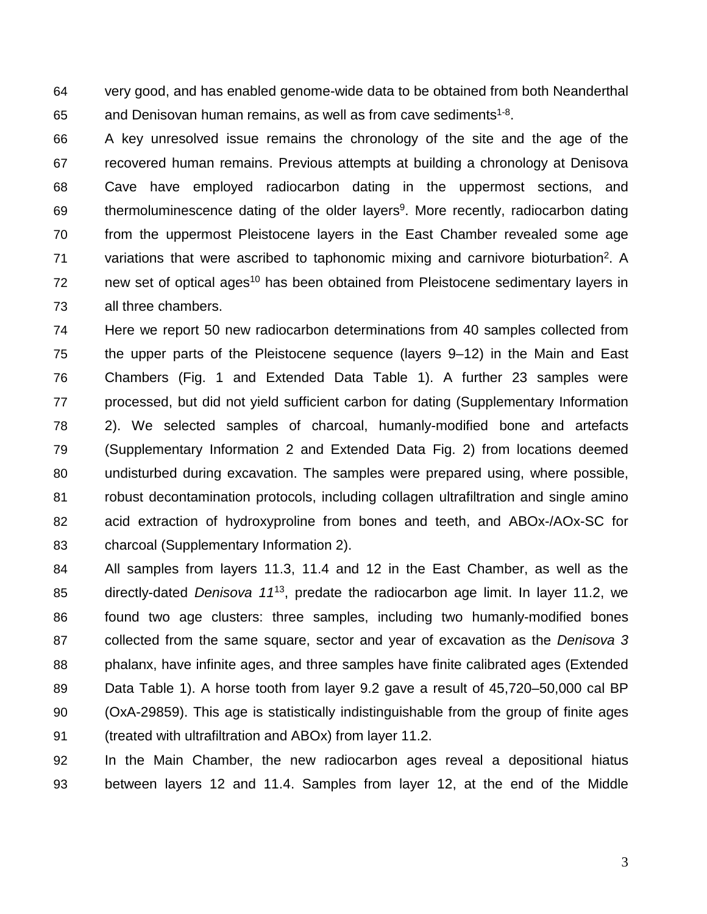very good, and has enabled genome-wide data to be obtained from both Neanderthal and Denisovan human remains, as well as from cave sediments[1-8].

A key unresolved issue remains the chronology of the site and the age of the recovered human remains. Previous attempts at building a chronology at Denisova Cave have employed radiocarbon dating in the uppermost sections, and thermoluminescence dating of the older layers[9]. More recently, radiocarbon dating from the uppermost Pleistocene layers in the East Chamber revealed some age variations that were ascribed to taphonomic mixing and carnivore bioturbation[2]. A new set of optical ages[10] has been obtained from Pleistocene sedimentary layers in all three chambers.

Here we report 50 new radiocarbon determinations from 40 samples collected from the upper parts of the Pleistocene sequence (layers 9–12) in the Main and East Chambers (Fig. 1 and Extended Data Table 1). A further 23 samples were processed, but did not yield sufficient carbon for dating (Supplementary Information 2). We selected samples of charcoal, humanly-modified bone and artefacts (Supplementary Information 2 and Extended Data Fig. 2) from locations deemed undisturbed during excavation. The samples were prepared using, where possible, robust decontamination protocols, including collagen ultrafiltration and single amino acid extraction of hydroxyproline from bones and teeth, and ABOx-/AOx-SC for charcoal (Supplementary Information 2).

All samples from layers 11.3, 11.4 and 12 in the East Chamber, as well as the directly-dated *Denisova 11*[13], predate the radiocarbon age limit. In layer 11.2, we found two age clusters: three samples, including two humanly-modified bones collected from the same square, sector and year of excavation as the *Denisova 3* phalanx, have infinite ages, and three samples have finite calibrated ages (Extended Data Table 1). A horse tooth from layer 9.2 gave a result of 45,720–50,000 cal BP (OxA-29859). This age is statistically indistinguishable from the group of finite ages (treated with ultrafiltration and ABOx) from layer 11.2.

In the Main Chamber, the new radiocarbon ages reveal a depositional hiatus between layers 12 and 11.4. Samples from layer 12, at the end of the Middle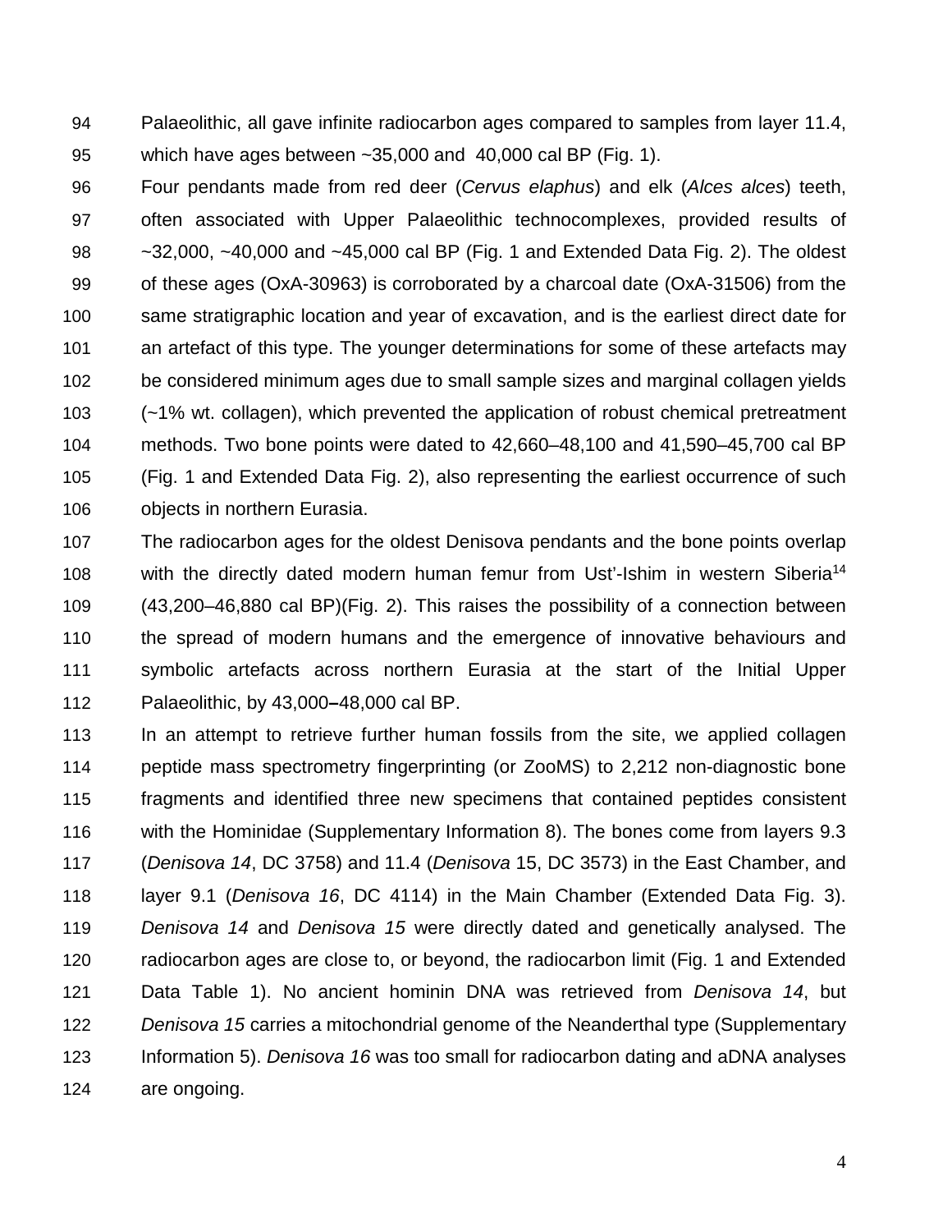Palaeolithic, all gave infinite radiocarbon ages compared to samples from layer 11.4, which have ages between ~35,000 and 40,000 cal BP (Fig. 1).

Four pendants made from red deer (*Cervus elaphus*) and elk (*Alces alces*) teeth, often associated with Upper Palaeolithic technocomplexes, provided results of ~32,000, ~40,000 and ~45,000 cal BP (Fig. 1 and Extended Data Fig. 2). The oldest of these ages (OxA-30963) is corroborated by a charcoal date (OxA-31506) from the same stratigraphic location and year of excavation, and is the earliest direct date for an artefact of this type. The younger determinations for some of these artefacts may be considered minimum ages due to small sample sizes and marginal collagen yields (~1% wt. collagen), which prevented the application of robust chemical pretreatment methods. Two bone points were dated to 42,660–48,100 and 41,590–45,700 cal BP (Fig. 1 and Extended Data Fig. 2), also representing the earliest occurrence of such objects in northern Eurasia.

The radiocarbon ages for the oldest Denisova pendants and the bone points overlap with the directly dated modern human femur from Ust'-Ishim in western Siberia[14] (43,200–46,880 cal BP)(Fig. 2). This raises the possibility of a connection between the spread of modern humans and the emergence of innovative behaviours and symbolic artefacts across northern Eurasia at the start of the Initial Upper Palaeolithic, by 43,000–48,000 cal BP.

In an attempt to retrieve further human fossils from the site, we applied collagen peptide mass spectrometry fingerprinting (or ZooMS) to 2,212 non-diagnostic bone fragments and identified three new specimens that contained peptides consistent with the Hominidae (Supplementary Information 8). The bones come from layers 9.3 (*Denisova 14*, DC 3758) and 11.4 (*Denisova* 15, DC 3573) in the East Chamber, and layer 9.1 (*Denisova 16*, DC 4114) in the Main Chamber (Extended Data Fig. 3). *Denisova 14* and *Denisova 15* were directly dated and genetically analysed. The radiocarbon ages are close to, or beyond, the radiocarbon limit (Fig. 1 and Extended Data Table 1). No ancient hominin DNA was retrieved from *Denisova 14*, but *Denisova 15* carries a mitochondrial genome of the Neanderthal type (Supplementary Information 5). *Denisova 16* was too small for radiocarbon dating and aDNA analyses are ongoing.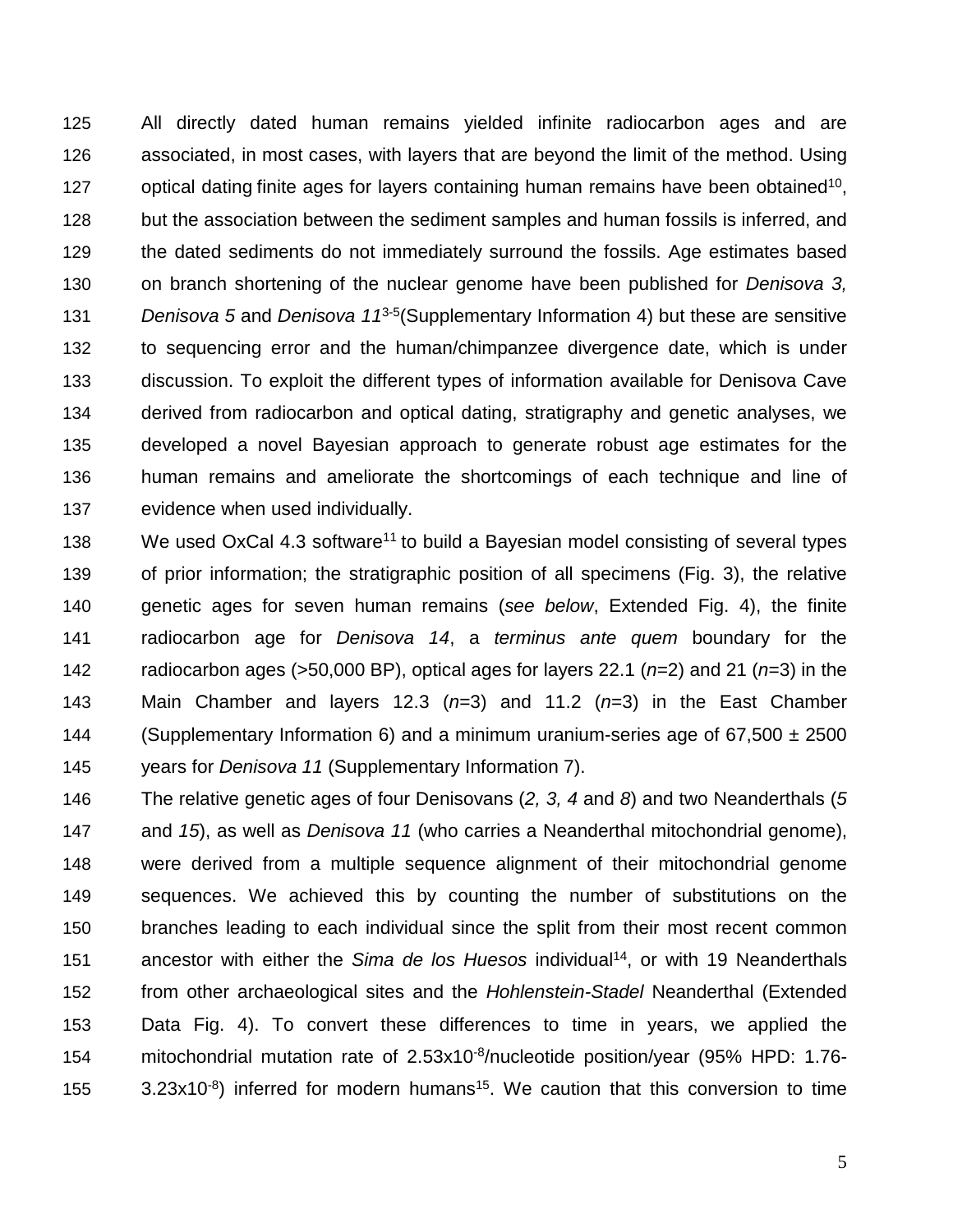All directly dated human remains yielded infinite radiocarbon ages and are associated, in most cases, with layers that are beyond the limit of the method. Using optical dating finite ages for layers containing human remains have been obtained[10], but the association between the sediment samples and human fossils is inferred, and the dated sediments do not immediately surround the fossils. Age estimates based on branch shortening of the nuclear genome have been published for *Denisova 3, Denisova 5* and *Denisova 11*[3-5](Supplementary Information 4) but these are sensitive to sequencing error and the human/chimpanzee divergence date, which is under discussion. To exploit the different types of information available for Denisova Cave derived from radiocarbon and optical dating, stratigraphy and genetic analyses, we developed a novel Bayesian approach to generate robust age estimates for the human remains and ameliorate the shortcomings of each technique and line of evidence when used individually.

We used OxCal 4.3 software[11] to build a Bayesian model consisting of several types of prior information; the stratigraphic position of all specimens (Fig. 3), the relative genetic ages for seven human remains (*see below*, Extended Fig. 4), the finite radiocarbon age for *Denisova 14*, a *terminus ante quem* boundary for the radiocarbon ages (>50,000 BP), optical ages for layers 22.1 ($n$=2) and 21 ($n$=3) in the Main Chamber and layers 12.3 ($n$=3) and 11.2 ($n$=3) in the East Chamber (Supplementary Information 6) and a minimum uranium-series age of 67,500 ± 2500 years for *Denisova 11* (Supplementary Information 7).

The relative genetic ages of four Denisovans (*2, 3, 4* and *8*) and two Neanderthals (*5* and *15*), as well as *Denisova 11* (who carries a Neanderthal mitochondrial genome), were derived from a multiple sequence alignment of their mitochondrial genome sequences. We achieved this by counting the number of substitutions on the branches leading to each individual since the split from their most recent common ancestor with either the *Sima de los Huesos* individual[14], or with 19 Neanderthals from other archaeological sites and the *Hohlenstein-Stadel* Neanderthal (Extended Data Fig. 4). To convert these differences to time in years, we applied the mitochondrial mutation rate of $2.53\times10^{-8}$/nucleotide position/year (95% HPD: 1.76-$3.23\times10^{-8}$) inferred for modern humans[15]. We caution that this conversion to time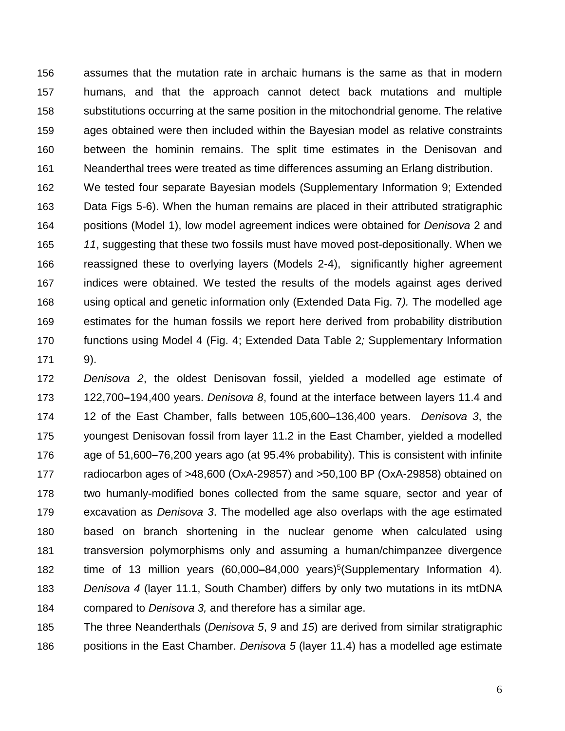assumes that the mutation rate in archaic humans is the same as that in modern humans, and that the approach cannot detect back mutations and multiple substitutions occurring at the same position in the mitochondrial genome. The relative ages obtained were then included within the Bayesian model as relative constraints between the hominin remains. The split time estimates in the Denisovan and Neanderthal trees were treated as time differences assuming an Erlang distribution.

We tested four separate Bayesian models (Supplementary Information 9; Extended Data Figs 5-6). When the human remains are placed in their attributed stratigraphic positions (Model 1), low model agreement indices were obtained for *Denisova* 2 and *11*, suggesting that these two fossils must have moved post-depositionally. When we reassigned these to overlying layers (Models 2-4), significantly higher agreement indices were obtained. We tested the results of the models against ages derived using optical and genetic information only (Extended Data Fig. 7*).* The modelled age estimates for the human fossils we report here derived from probability distribution functions using Model 4 (Fig. 4; Extended Data Table 2*;* Supplementary Information 9).

*Denisova 2*, the oldest Denisovan fossil, yielded a modelled age estimate of 122,700–194,400 years. *Denisova 8*, found at the interface between layers 11.4 and 12 of the East Chamber, falls between 105,600–136,400 years. *Denisova 3*, the youngest Denisovan fossil from layer 11.2 in the East Chamber, yielded a modelled age of 51,600–76,200 years ago (at 95.4% probability). This is consistent with infinite radiocarbon ages of >48,600 (OxA-29857) and >50,100 BP (OxA-29858) obtained on two humanly-modified bones collected from the same square, sector and year of excavation as *Denisova 3*. The modelled age also overlaps with the age estimated based on branch shortening in the nuclear genome when calculated using transversion polymorphisms only and assuming a human/chimpanzee divergence time of 13 million years (60,000–84,000 years)[5](Supplementary Information 4)*. Denisova 4* (layer 11.1, South Chamber) differs by only two mutations in its mtDNA compared to *Denisova 3,* and therefore has a similar age.

The three Neanderthals (*Denisova 5*, *9* and *15*) are derived from similar stratigraphic positions in the East Chamber. *Denisova 5* (layer 11.4) has a modelled age estimate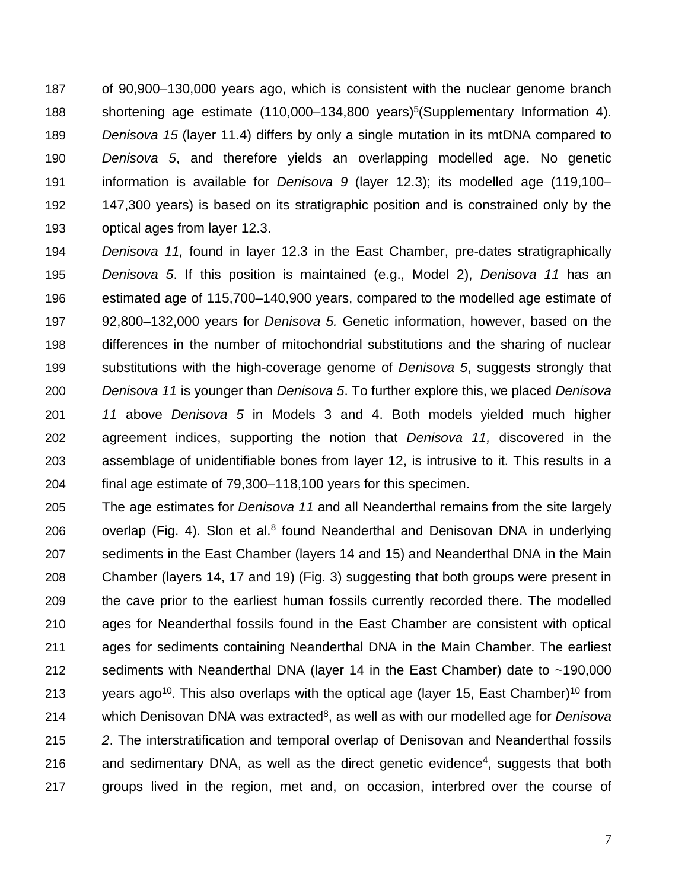of 90,900–130,000 years ago, which is consistent with the nuclear genome branch shortening age estimate (110,000–134,800 years)[5](Supplementary Information 4). *Denisova 15* (layer 11.4) differs by only a single mutation in its mtDNA compared to *Denisova 5*, and therefore yields an overlapping modelled age. No genetic information is available for *Denisova 9* (layer 12.3); its modelled age (119,100–147,300 years) is based on its stratigraphic position and is constrained only by the optical ages from layer 12.3.

*Denisova 11,* found in layer 12.3 in the East Chamber, pre-dates stratigraphically *Denisova 5*. If this position is maintained (e.g., Model 2), *Denisova 11* has an estimated age of 115,700–140,900 years, compared to the modelled age estimate of 92,800–132,000 years for *Denisova 5.* Genetic information, however, based on the differences in the number of mitochondrial substitutions and the sharing of nuclear substitutions with the high-coverage genome of *Denisova 5*, suggests strongly that *Denisova 11* is younger than *Denisova 5*. To further explore this, we placed *Denisova 11* above *Denisova 5* in Models 3 and 4. Both models yielded much higher agreement indices, supporting the notion that *Denisova 11,* discovered in the assemblage of unidentifiable bones from layer 12, is intrusive to it. This results in a final age estimate of 79,300–118,100 years for this specimen.

The age estimates for *Denisova 11* and all Neanderthal remains from the site largely overlap (Fig. 4). Slon et al.[8] found Neanderthal and Denisovan DNA in underlying sediments in the East Chamber (layers 14 and 15) and Neanderthal DNA in the Main Chamber (layers 14, 17 and 19) (Fig. 3) suggesting that both groups were present in the cave prior to the earliest human fossils currently recorded there. The modelled ages for Neanderthal fossils found in the East Chamber are consistent with optical ages for sediments containing Neanderthal DNA in the Main Chamber. The earliest sediments with Neanderthal DNA (layer 14 in the East Chamber) date to ~190,000 years ago[10]. This also overlaps with the optical age (layer 15, East Chamber)[10] from which Denisovan DNA was extracted[8], as well as with our modelled age for *Denisova 2*. The interstratification and temporal overlap of Denisovan and Neanderthal fossils and sedimentary DNA, as well as the direct genetic evidence[4], suggests that both groups lived in the region, met and, on occasion, interbred over the course of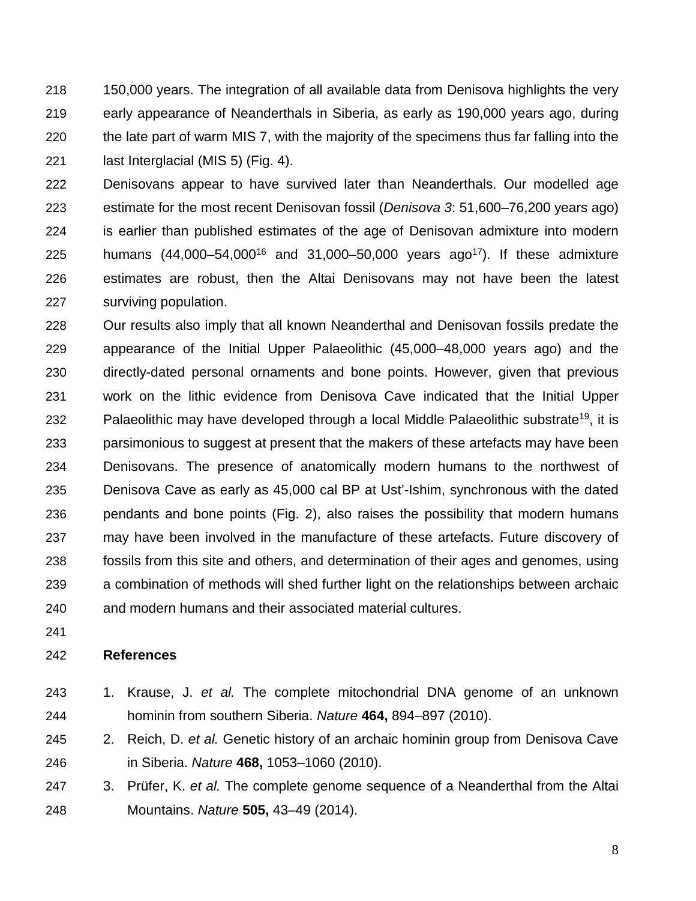150,000 years. The integration of all available data from Denisova highlights the very early appearance of Neanderthals in Siberia, as early as 190,000 years ago, during the late part of warm MIS 7, with the majority of the specimens thus far falling into the last Interglacial (MIS 5) (Fig. 4).

Denisovans appear to have survived later than Neanderthals. Our modelled age estimate for the most recent Denisovan fossil (*Denisova 3*: 51,600–76,200 years ago) is earlier than published estimates of the age of Denisovan admixture into modern humans (44,000–54,000[16] and 31,000–50,000 years ago[17]). If these admixture estimates are robust, then the Altai Denisovans may not have been the latest surviving population.

Our results also imply that all known Neanderthal and Denisovan fossils predate the appearance of the Initial Upper Palaeolithic (45,000–48,000 years ago) and the directly-dated personal ornaments and bone points. However, given that previous work on the lithic evidence from Denisova Cave indicated that the Initial Upper Palaeolithic may have developed through a local Middle Palaeolithic substrate[19], it is parsimonious to suggest at present that the makers of these artefacts may have been Denisovans. The presence of anatomically modern humans to the northwest of Denisova Cave as early as 45,000 cal BP at Ust'-Ishim, synchronous with the dated pendants and bone points (Fig. 2), also raises the possibility that modern humans may have been involved in the manufacture of these artefacts. Future discovery of fossils from this site and others, and determination of their ages and genomes, using a combination of methods will shed further light on the relationships between archaic and modern humans and their associated material cultures.

## References

1. Krause, J. *et al.* The complete mitochondrial DNA genome of an unknown hominin from southern Siberia. *Nature* **464,** 894–897 (2010).
2. Reich, D. *et al.* Genetic history of an archaic hominin group from Denisova Cave in Siberia. *Nature* **468,** 1053–1060 (2010).
3. Prüfer, K. *et al.* The complete genome sequence of a Neanderthal from the Altai Mountains. *Nature* **505,** 43–49 (2014).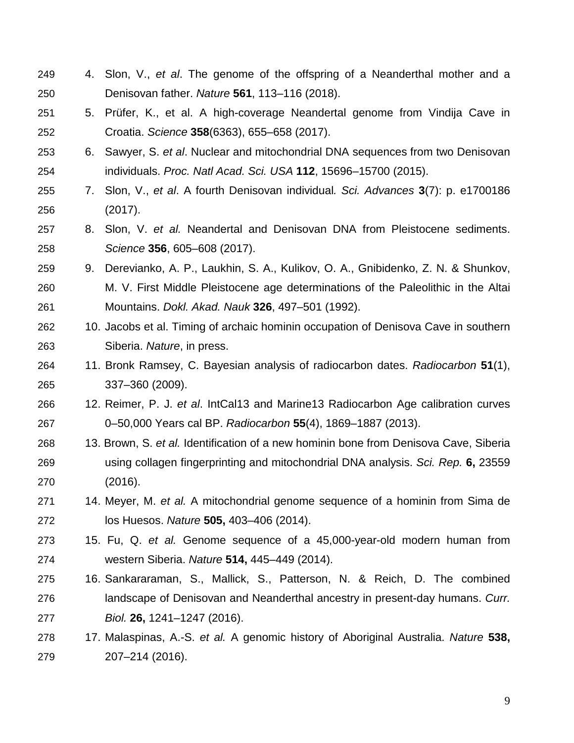4. Slon, V., *et al*. The genome of the offspring of a Neanderthal mother and a Denisovan father. *Nature* **561**, 113–116 (2018).
5. Prüfer, K., et al. A high-coverage Neandertal genome from Vindija Cave in Croatia. *Science* **358**(6363), 655–658 (2017).
6. Sawyer, S. *et al*. Nuclear and mitochondrial DNA sequences from two Denisovan individuals. *Proc. Natl Acad. Sci. USA* **112**, 15696–15700 (2015).
7. Slon, V., *et al*. A fourth Denisovan individual*. Sci. Advances* **3**(7): p. e1700186 (2017).
8. Slon, V. *et al.* Neandertal and Denisovan DNA from Pleistocene sediments. *Science* **356**, 605–608 (2017).
9. Derevianko, A. P., Laukhin, S. A., Kulikov, O. A., Gnibidenko, Z. N. & Shunkov, M. V. First Middle Pleistocene age determinations of the Paleolithic in the Altai Mountains. *Dokl. Akad. Nauk* **326**, 497–501 (1992).
10. Jacobs et al. Timing of archaic hominin occupation of Denisova Cave in southern Siberia. *Nature*, in press.
11. Bronk Ramsey, C. Bayesian analysis of radiocarbon dates. *Radiocarbon* **51**(1), 337–360 (2009).
12. Reimer, P. J. *et al*. IntCal13 and Marine13 Radiocarbon Age calibration curves 0–50,000 Years cal BP. *Radiocarbon* **55**(4), 1869–1887 (2013).
13. Brown, S. *et al.* Identification of a new hominin bone from Denisova Cave, Siberia using collagen fingerprinting and mitochondrial DNA analysis. *Sci. Rep.* **6,** 23559 (2016).
14. Meyer, M. *et al.* A mitochondrial genome sequence of a hominin from Sima de los Huesos. *Nature* **505,** 403–406 (2014).
15. Fu, Q. *et al.* Genome sequence of a 45,000-year-old modern human from western Siberia. *Nature* **514,** 445–449 (2014).
16. Sankararaman, S., Mallick, S., Patterson, N. & Reich, D. The combined landscape of Denisovan and Neanderthal ancestry in present-day humans. *Curr. Biol.* **26,** 1241–1247 (2016).
17. Malaspinas, A.-S. *et al.* A genomic history of Aboriginal Australia. *Nature* **538,** 207–214 (2016).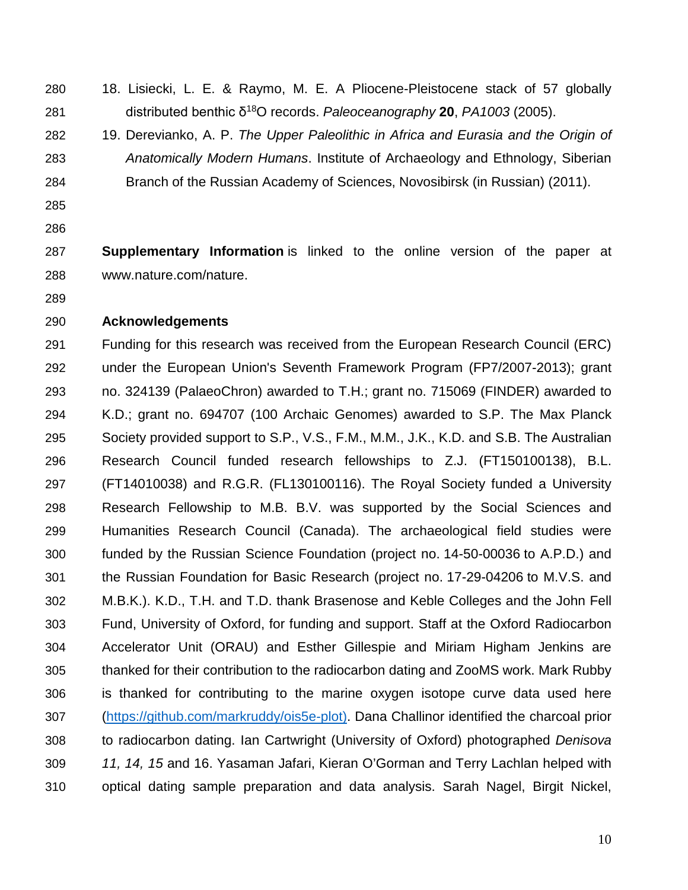18. Lisiecki, L. E. & Raymo, M. E. A Pliocene-Pleistocene stack of 57 globally distributed benthic $\delta^{18}O$ records. *Paleoceanography* **20**, *PA1003* (2005).
19. Derevianko, A. P. *The Upper Paleolithic in Africa and Eurasia and the Origin of Anatomically Modern Humans*. Institute of Archaeology and Ethnology, Siberian Branch of the Russian Academy of Sciences, Novosibirsk (in Russian) (2011).

**Supplementary Information** is linked to the online version of the paper at www.nature.com/nature.

## Acknowledgements

Funding for this research was received from the European Research Council (ERC) under the European Union's Seventh Framework Program (FP7/2007-2013); grant no. 324139 (PalaeoChron) awarded to T.H.; grant no. 715069 (FINDER) awarded to K.D.; grant no. 694707 (100 Archaic Genomes) awarded to S.P. The Max Planck Society provided support to S.P., V.S., F.M., M.M., J.K., K.D. and S.B. The Australian Research Council funded research fellowships to Z.J. (FT150100138), B.L. (FT14010038) and R.G.R. (FL130100116). The Royal Society funded a University Research Fellowship to M.B. B.V. was supported by the Social Sciences and Humanities Research Council (Canada). The archaeological field studies were funded by the Russian Science Foundation (project no. 14-50-00036 to A.P.D.) and the Russian Foundation for Basic Research (project no. 17-29-04206 to M.V.S. and M.B.K.). K.D., T.H. and T.D. thank Brasenose and Keble Colleges and the John Fell Fund, University of Oxford, for funding and support. Staff at the Oxford Radiocarbon Accelerator Unit (ORAU) and Esther Gillespie and Miriam Higham Jenkins are thanked for their contribution to the radiocarbon dating and ZooMS work. Mark Rubby is thanked for contributing to the marine oxygen isotope curve data used here (https://github.com/markruddy/ois5e-plot). Dana Challinor identified the charcoal prior to radiocarbon dating. Ian Cartwright (University of Oxford) photographed *Denisova 11, 14, 15* and 16. Yasaman Jafari, Kieran O'Gorman and Terry Lachlan helped with optical dating sample preparation and data analysis. Sarah Nagel, Birgit Nickel,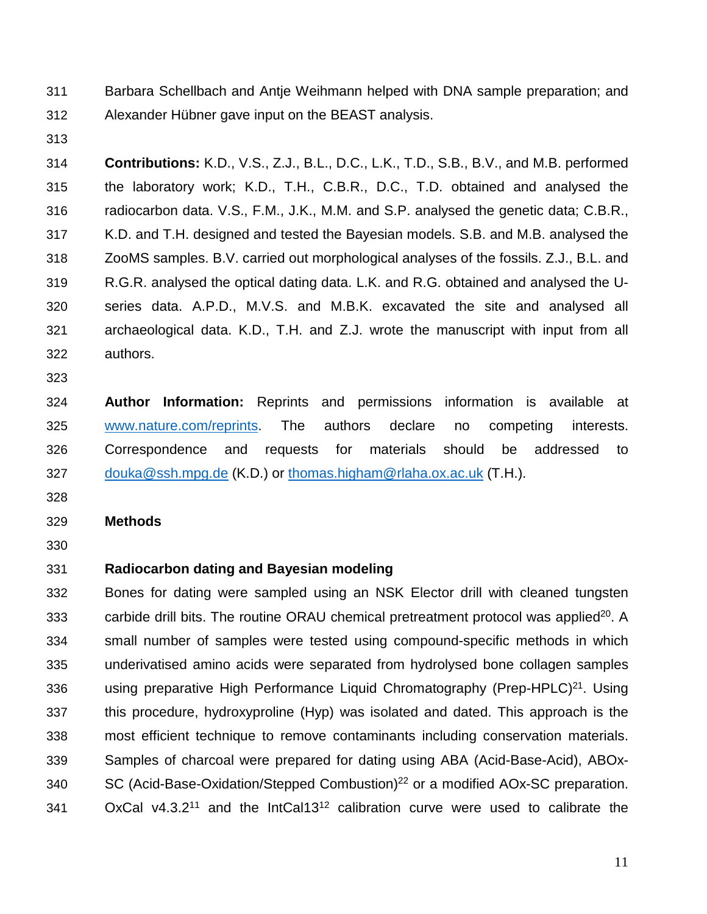Barbara Schellbach and Antje Weihmann helped with DNA sample preparation; and Alexander Hübner gave input on the BEAST analysis.

**Contributions:** K.D., V.S., Z.J., B.L., D.C., L.K., T.D., S.B., B.V., and M.B. performed the laboratory work; K.D., T.H., C.B.R., D.C., T.D. obtained and analysed the radiocarbon data. V.S., F.M., J.K., M.M. and S.P. analysed the genetic data; C.B.R., K.D. and T.H. designed and tested the Bayesian models. S.B. and M.B. analysed the ZooMS samples. B.V. carried out morphological analyses of the fossils. Z.J., B.L. and R.G.R. analysed the optical dating data. L.K. and R.G. obtained and analysed the U-series data. A.P.D., M.V.S. and M.B.K. excavated the site and analysed all archaeological data. K.D., T.H. and Z.J. wrote the manuscript with input from all authors.

**Author Information:** Reprints and permissions information is available at www.nature.com/reprints. The authors declare no competing interests. Correspondence and requests for materials should be addressed to douka@ssh.mpg.de (K.D.) or thomas.higham@rlaha.ox.ac.uk (T.H.).

## Methods

### Radiocarbon dating and Bayesian modeling

Bones for dating were sampled using an NSK Elector drill with cleaned tungsten carbide drill bits. The routine ORAU chemical pretreatment protocol was applied[20]. A small number of samples were tested using compound-specific methods in which underivatised amino acids were separated from hydrolysed bone collagen samples using preparative High Performance Liquid Chromatography (Prep-HPLC)[21]. Using this procedure, hydroxyproline (Hyp) was isolated and dated. This approach is the most efficient technique to remove contaminants including conservation materials. Samples of charcoal were prepared for dating using ABA (Acid-Base-Acid), ABOx-SC (Acid-Base-Oxidation/Stepped Combustion)[22] or a modified AOx-SC preparation. OxCal v4.3.2[11] and the IntCal13[12] calibration curve were used to calibrate the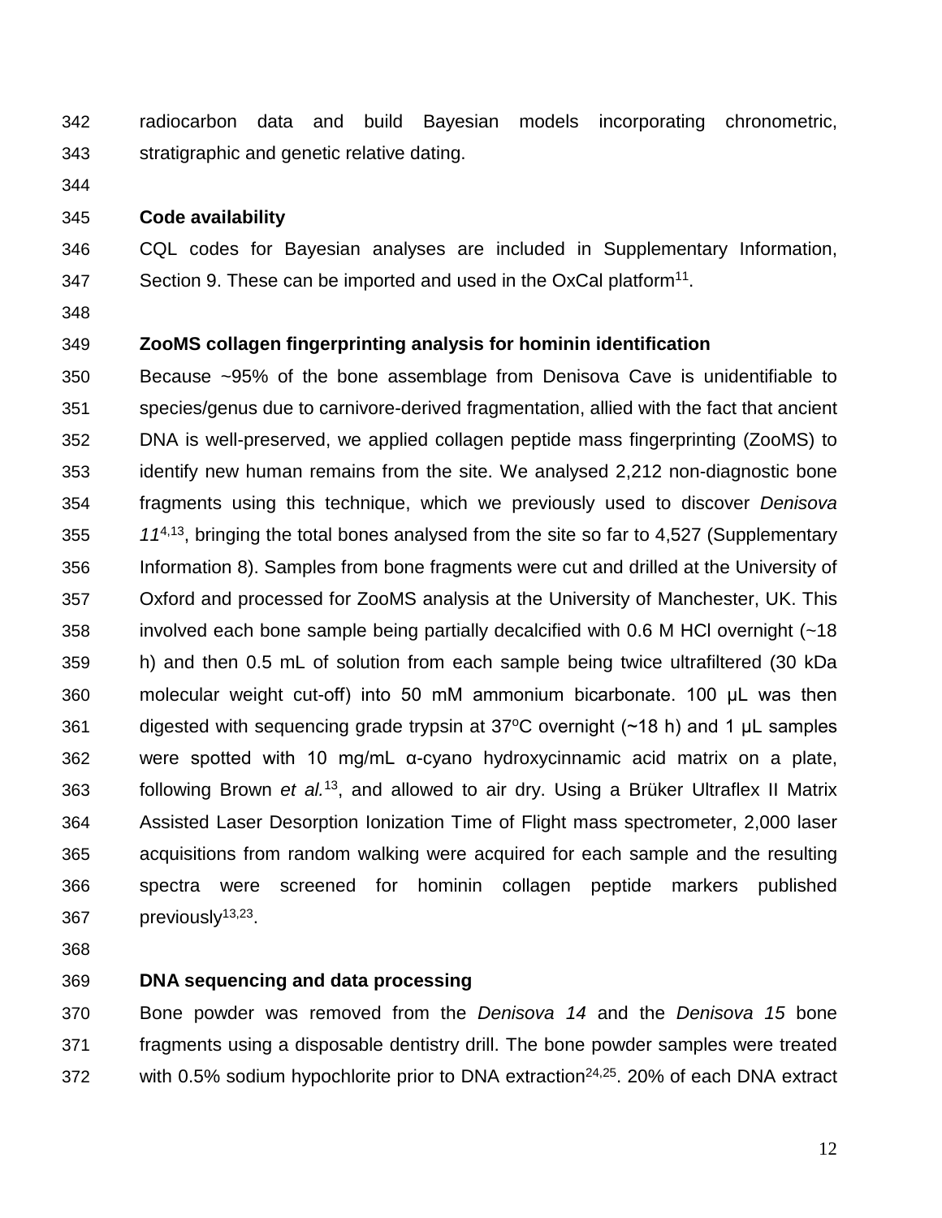radiocarbon data and build Bayesian models incorporating chronometric, stratigraphic and genetic relative dating.

## Code availability

CQL codes for Bayesian analyses are included in Supplementary Information, Section 9. These can be imported and used in the OxCal platform[11].

## ZooMS collagen fingerprinting analysis for hominin identification

Because ~95% of the bone assemblage from Denisova Cave is unidentifiable to species/genus due to carnivore-derived fragmentation, allied with the fact that ancient DNA is well-preserved, we applied collagen peptide mass fingerprinting (ZooMS) to identify new human remains from the site. We analysed 2,212 non-diagnostic bone fragments using this technique, which we previously used to discover *Denisova 11*[4,13], bringing the total bones analysed from the site so far to 4,527 (Supplementary Information 8). Samples from bone fragments were cut and drilled at the University of Oxford and processed for ZooMS analysis at the University of Manchester, UK. This involved each bone sample being partially decalcified with 0.6 M HCl overnight (~18 h) and then 0.5 mL of solution from each sample being twice ultrafiltered (30 kDa molecular weight cut-off) into 50 mM ammonium bicarbonate. 100 µL was then digested with sequencing grade trypsin at 37ºC overnight (~18 h) and 1 µL samples were spotted with 10 mg/mL α-cyano hydroxycinnamic acid matrix on a plate, following Brown *et al.*[13], and allowed to air dry. Using a Brüker Ultraflex II Matrix Assisted Laser Desorption Ionization Time of Flight mass spectrometer, 2,000 laser acquisitions from random walking were acquired for each sample and the resulting spectra were screened for hominin collagen peptide markers published previously[13,23].

## DNA sequencing and data processing

Bone powder was removed from the *Denisova 14* and the *Denisova 15* bone fragments using a disposable dentistry drill. The bone powder samples were treated with 0.5% sodium hypochlorite prior to DNA extraction[24,25]. 20% of each DNA extract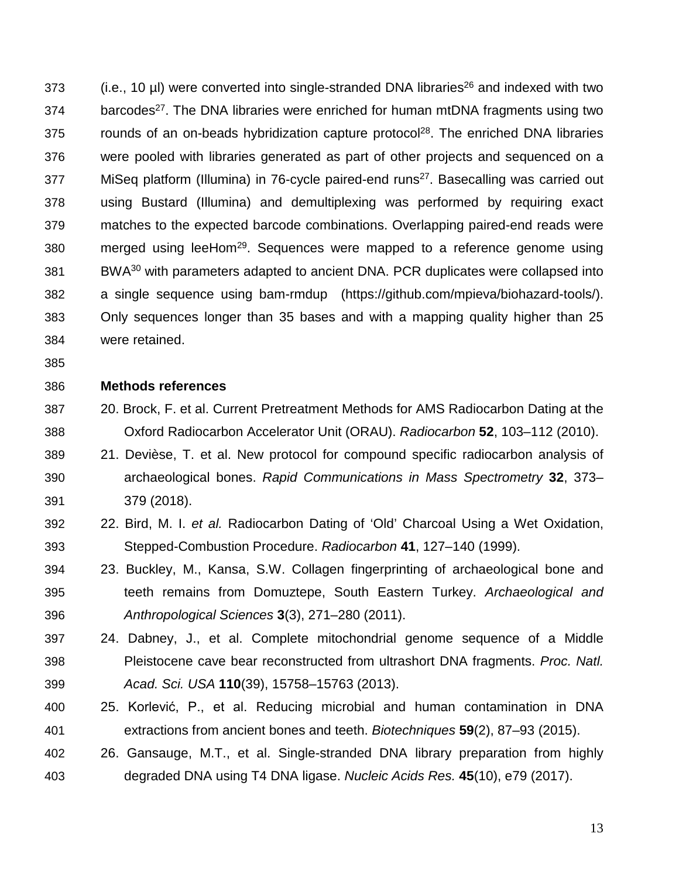(i.e., 10 µl) were converted into single-stranded DNA libraries[26] and indexed with two barcodes[27]. The DNA libraries were enriched for human mtDNA fragments using two rounds of an on-beads hybridization capture protocol[28]. The enriched DNA libraries were pooled with libraries generated as part of other projects and sequenced on a MiSeq platform (Illumina) in 76-cycle paired-end runs[27]. Basecalling was carried out using Bustard (Illumina) and demultiplexing was performed by requiring exact matches to the expected barcode combinations. Overlapping paired-end reads were merged using leeHom[29]. Sequences were mapped to a reference genome using BWA[30] with parameters adapted to ancient DNA. PCR duplicates were collapsed into a single sequence using bam-rmdup (https://github.com/mpieva/biohazard-tools/). Only sequences longer than 35 bases and with a mapping quality higher than 25 were retained.

**Methods references**

20. Brock, F. et al. Current Pretreatment Methods for AMS Radiocarbon Dating at the Oxford Radiocarbon Accelerator Unit (ORAU). *Radiocarbon* **52**, 103–112 (2010).
21. Devièse, T. et al. New protocol for compound specific radiocarbon analysis of archaeological bones. *Rapid Communications in Mass Spectrometry* **32**, 373–379 (2018).
22. Bird, M. I. *et al.* Radiocarbon Dating of 'Old' Charcoal Using a Wet Oxidation, Stepped-Combustion Procedure. *Radiocarbon* **41**, 127–140 (1999).
23. Buckley, M., Kansa, S.W. Collagen fingerprinting of archaeological bone and teeth remains from Domuztepe, South Eastern Turkey. *Archaeological and Anthropological Sciences* **3**(3), 271–280 (2011).
24. Dabney, J., et al. Complete mitochondrial genome sequence of a Middle Pleistocene cave bear reconstructed from ultrashort DNA fragments. *Proc. Natl. Acad. Sci. USA* **110**(39), 15758–15763 (2013).
25. Korlević, P., et al. Reducing microbial and human contamination in DNA extractions from ancient bones and teeth. *Biotechniques* **59**(2), 87–93 (2015).
26. Gansauge, M.T., et al. Single-stranded DNA library preparation from highly degraded DNA using T4 DNA ligase. *Nucleic Acids Res.* **45**(10), e79 (2017).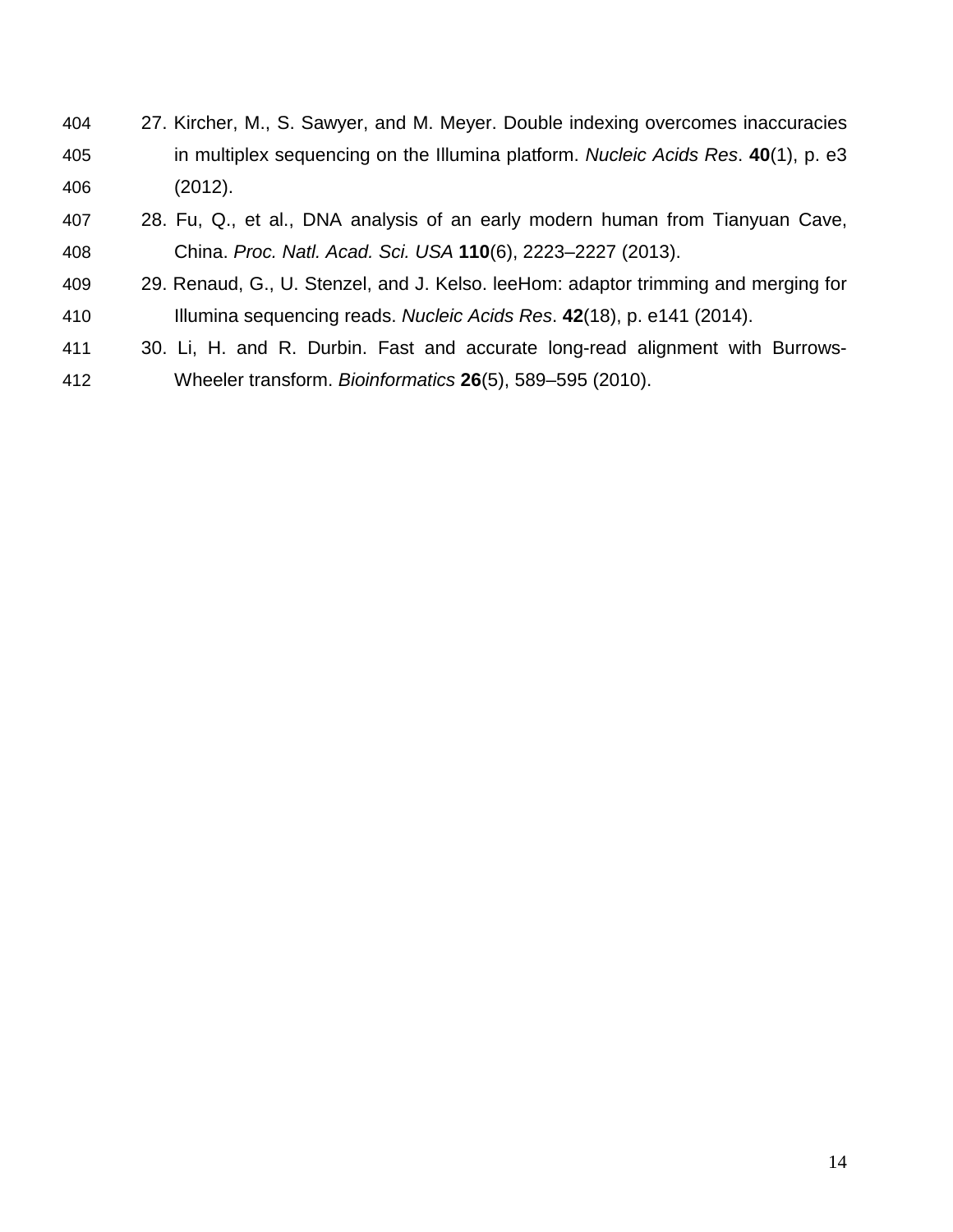27. Kircher, M., S. Sawyer, and M. Meyer. Double indexing overcomes inaccuracies in multiplex sequencing on the Illumina platform. *Nucleic Acids Res*. **40**(1), p. e3 (2012).
28. Fu, Q., et al., DNA analysis of an early modern human from Tianyuan Cave, China. *Proc. Natl. Acad. Sci. USA* **110**(6), 2223–2227 (2013).
29. Renaud, G., U. Stenzel, and J. Kelso. leeHom: adaptor trimming and merging for Illumina sequencing reads. *Nucleic Acids Res*. **42**(18), p. e141 (2014).
30. Li, H. and R. Durbin. Fast and accurate long-read alignment with Burrows-Wheeler transform. *Bioinformatics* **26**(5), 589–595 (2010).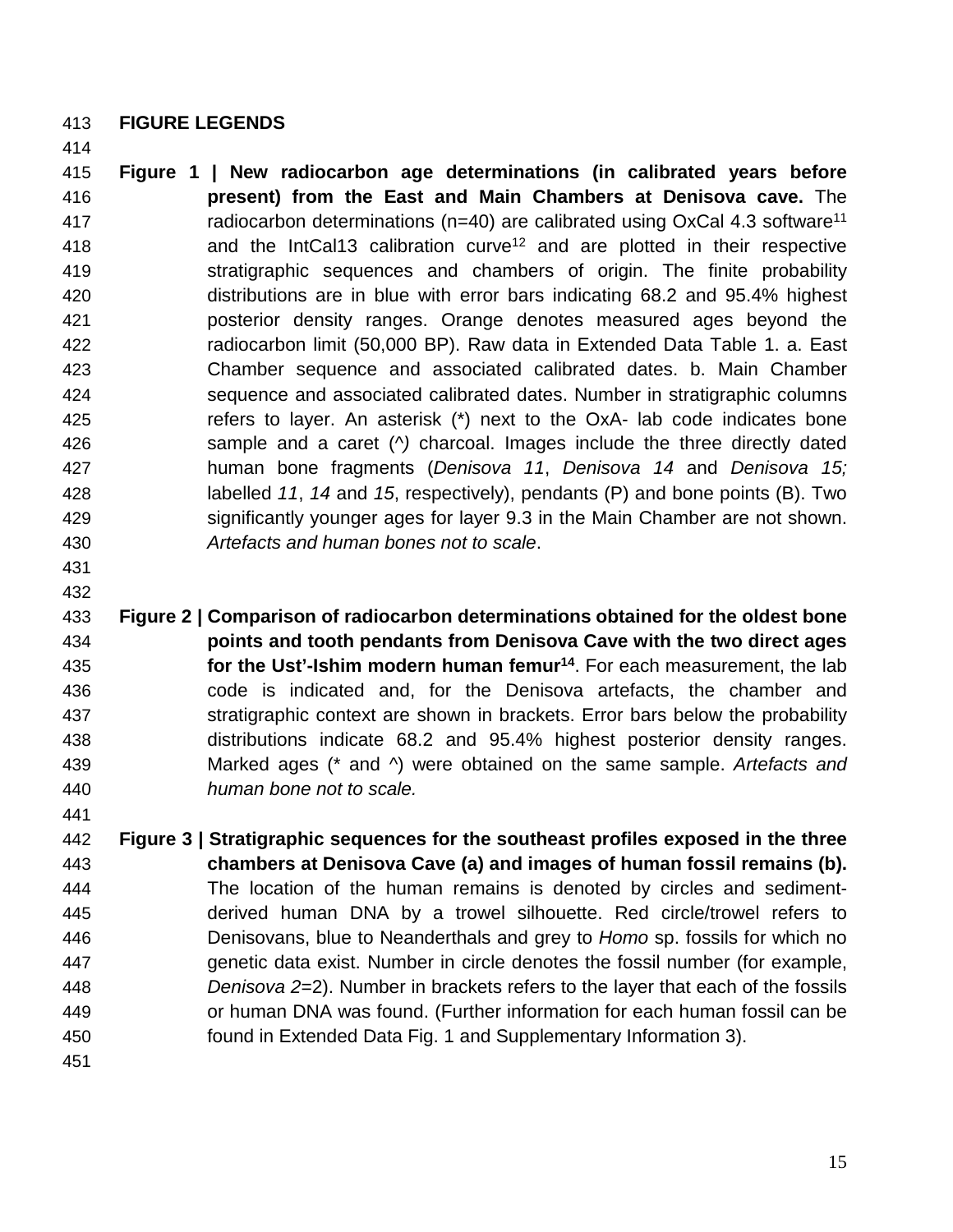## FIGURE LEGENDS

**Figure 1 | New radiocarbon age determinations (in calibrated years before present) from the East and Main Chambers at Denisova cave.** The radiocarbon determinations (n=40) are calibrated using OxCal 4.3 software[11] and the IntCal13 calibration curve[12] and are plotted in their respective stratigraphic sequences and chambers of origin. The finite probability distributions are in blue with error bars indicating 68.2 and 95.4% highest posterior density ranges. Orange denotes measured ages beyond the radiocarbon limit (50,000 BP). Raw data in Extended Data Table 1. a. East Chamber sequence and associated calibrated dates. b. Main Chamber sequence and associated calibrated dates. Number in stratigraphic columns refers to layer. An asterisk (*) next to the OxA- lab code indicates bone sample and a caret (^) charcoal. Images include the three directly dated human bone fragments (*Denisova 11*, *Denisova 14* and *Denisova 15;* labelled *11*, *14* and *15*, respectively), pendants (P) and bone points (B). Two significantly younger ages for layer 9.3 in the Main Chamber are not shown. *Artefacts and human bones not to scale*.

**Figure 2 | Comparison of radiocarbon determinations obtained for the oldest bone points and tooth pendants from Denisova Cave with the two direct ages for the Ust'-Ishim modern human femur[14]**. For each measurement, the lab code is indicated and, for the Denisova artefacts, the chamber and stratigraphic context are shown in brackets. Error bars below the probability distributions indicate 68.2 and 95.4% highest posterior density ranges. Marked ages (* and ^) were obtained on the same sample. *Artefacts and human bone not to scale.*

**Figure 3 | Stratigraphic sequences for the southeast profiles exposed in the three chambers at Denisova Cave (a) and images of human fossil remains (b).** The location of the human remains is denoted by circles and sediment-derived human DNA by a trowel silhouette. Red circle/trowel refers to Denisovans, blue to Neanderthals and grey to *Homo* sp. fossils for which no genetic data exist. Number in circle denotes the fossil number (for example, *Denisova 2*=2). Number in brackets refers to the layer that each of the fossils or human DNA was found. (Further information for each human fossil can be found in Extended Data Fig. 1 and Supplementary Information 3).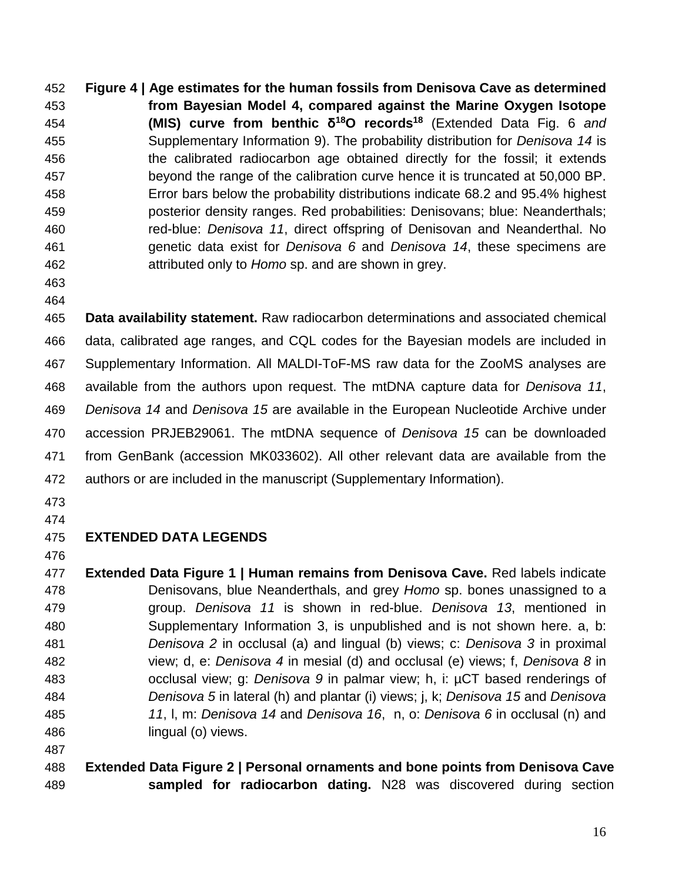**Figure 4 | Age estimates for the human fossils from Denisova Cave as determined from Bayesian Model 4, compared against the Marine Oxygen Isotope (MIS) curve from benthic $\delta^{18}O$ records[18]** (Extended Data Fig. 6 *and* Supplementary Information 9). The probability distribution for *Denisova 14* is the calibrated radiocarbon age obtained directly for the fossil; it extends beyond the range of the calibration curve hence it is truncated at 50,000 BP. Error bars below the probability distributions indicate 68.2 and 95.4% highest posterior density ranges. Red probabilities: Denisovans; blue: Neanderthals; red-blue: *Denisova 11*, direct offspring of Denisovan and Neanderthal. No genetic data exist for *Denisova 6* and *Denisova 14*, these specimens are attributed only to *Homo* sp. and are shown in grey.

**Data availability statement.** Raw radiocarbon determinations and associated chemical data, calibrated age ranges, and CQL codes for the Bayesian models are included in Supplementary Information. All MALDI-ToF-MS raw data for the ZooMS analyses are available from the authors upon request. The mtDNA capture data for *Denisova 11*, *Denisova 14* and *Denisova 15* are available in the European Nucleotide Archive under accession PRJEB29061. The mtDNA sequence of *Denisova 15* can be downloaded from GenBank (accession MK033602). All other relevant data are available from the authors or are included in the manuscript (Supplementary Information).

## EXTENDED DATA LEGENDS

**Extended Data Figure 1 | Human remains from Denisova Cave.** Red labels indicate Denisovans, blue Neanderthals, and grey *Homo* sp. bones unassigned to a group. *Denisova 11* is shown in red-blue. *Denisova 13*, mentioned in Supplementary Information 3, is unpublished and is not shown here. a, b: *Denisova 2* in occlusal (a) and lingual (b) views; c: *Denisova 3* in proximal view; d, e: *Denisova 4* in mesial (d) and occlusal (e) views; f, *Denisova 8* in occlusal view; g: *Denisova 9* in palmar view; h, i: µCT based renderings of *Denisova 5* in lateral (h) and plantar (i) views; j, k; *Denisova 15* and *Denisova 11*, l, m: *Denisova 14* and *Denisova 16*, n, o: *Denisova 6* in occlusal (n) and lingual (o) views.

**Extended Data Figure 2 | Personal ornaments and bone points from Denisova Cave sampled for radiocarbon dating.** N28 was discovered during section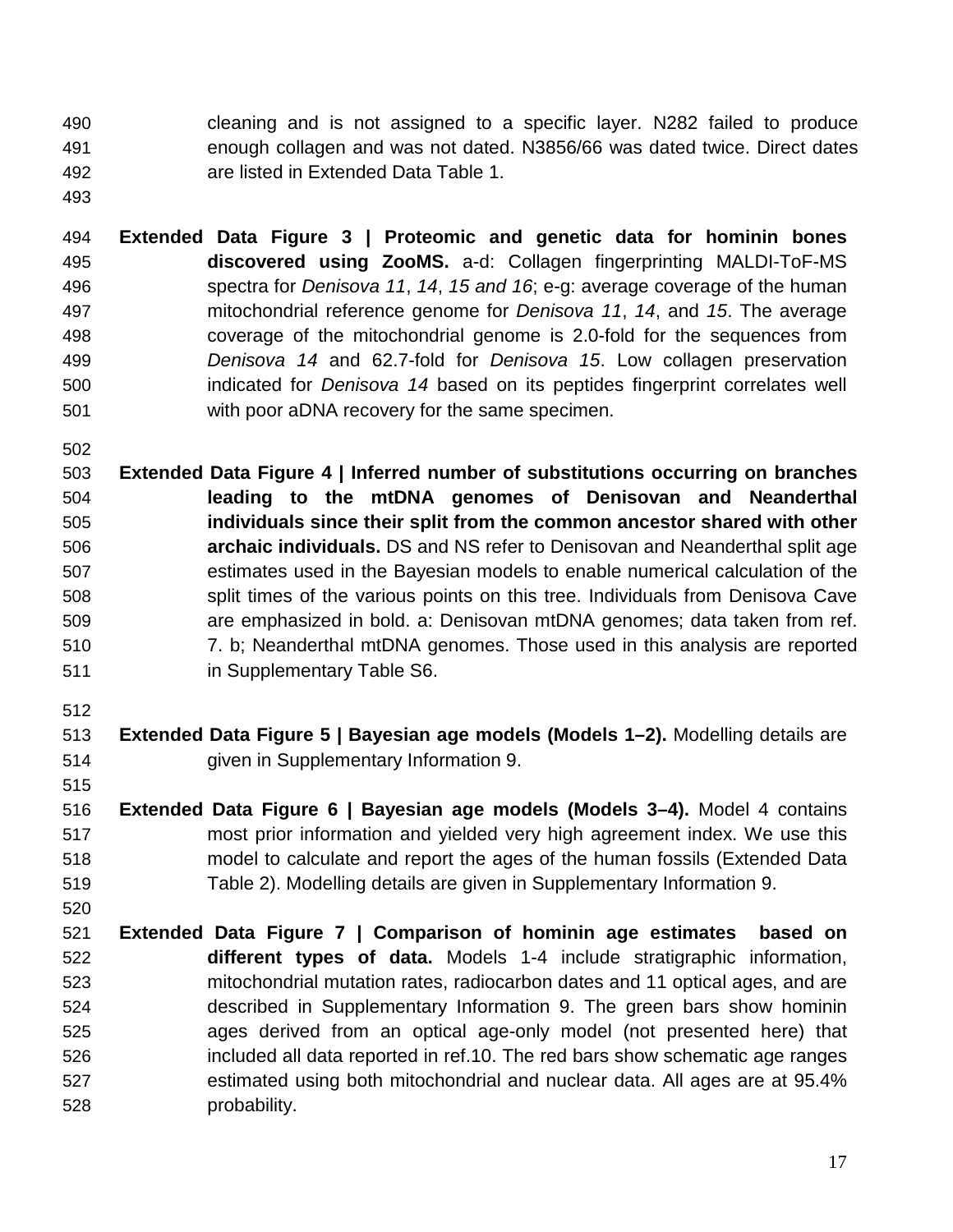cleaning and is not assigned to a specific layer. N282 failed to produce enough collagen and was not dated. N3856/66 was dated twice. Direct dates are listed in Extended Data Table 1.

**Extended Data Figure 3 | Proteomic and genetic data for hominin bones discovered using ZooMS.** a-d: Collagen fingerprinting MALDI-ToF-MS spectra for *Denisova 11*, *14*, *15 and 16*; e-g: average coverage of the human mitochondrial reference genome for *Denisova 11*, *14*, and *15*. The average coverage of the mitochondrial genome is 2.0-fold for the sequences from *Denisova 14* and 62.7-fold for *Denisova 15*. Low collagen preservation indicated for *Denisova 14* based on its peptides fingerprint correlates well with poor aDNA recovery for the same specimen.

**Extended Data Figure 4 | Inferred number of substitutions occurring on branches leading to the mtDNA genomes of Denisovan and Neanderthal individuals since their split from the common ancestor shared with other archaic individuals.** DS and NS refer to Denisovan and Neanderthal split age estimates used in the Bayesian models to enable numerical calculation of the split times of the various points on this tree. Individuals from Denisova Cave are emphasized in bold. a: Denisovan mtDNA genomes; data taken from ref. 7. b; Neanderthal mtDNA genomes. Those used in this analysis are reported in Supplementary Table S6.

**Extended Data Figure 5 | Bayesian age models (Models 1–2).** Modelling details are given in Supplementary Information 9.

**Extended Data Figure 6 | Bayesian age models (Models 3–4).** Model 4 contains most prior information and yielded very high agreement index. We use this model to calculate and report the ages of the human fossils (Extended Data Table 2). Modelling details are given in Supplementary Information 9.

**Extended Data Figure 7 | Comparison of hominin age estimates based on different types of data.** Models 1-4 include stratigraphic information, mitochondrial mutation rates, radiocarbon dates and 11 optical ages, and are described in Supplementary Information 9. The green bars show hominin ages derived from an optical age-only model (not presented here) that included all data reported in ref.10. The red bars show schematic age ranges estimated using both mitochondrial and nuclear data. All ages are at 95.4% probability.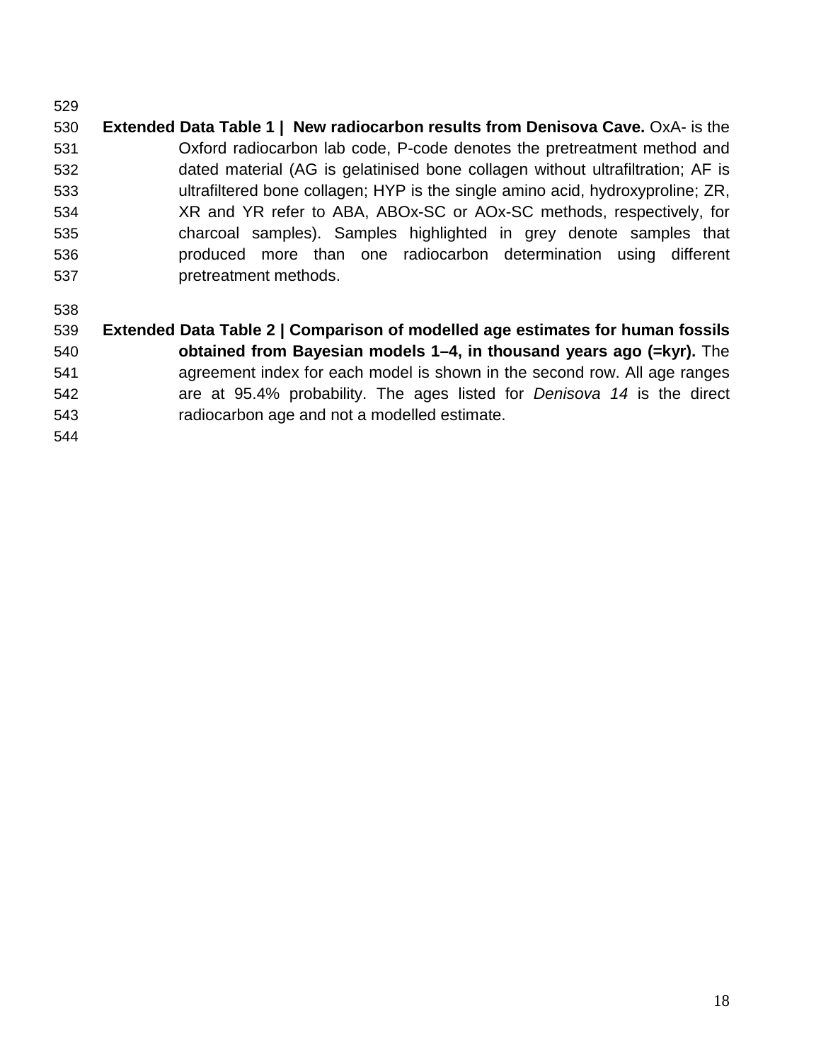**Extended Data Table 1 | New radiocarbon results from Denisova Cave.** OxA- is the Oxford radiocarbon lab code, P-code denotes the pretreatment method and dated material (AG is gelatinised bone collagen without ultrafiltration; AF is ultrafiltered bone collagen; HYP is the single amino acid, hydroxyproline; ZR, XR and YR refer to ABA, ABOx-SC or AOx-SC methods, respectively, for charcoal samples). Samples highlighted in grey denote samples that produced more than one radiocarbon determination using different pretreatment methods.

**Extended Data Table 2 | Comparison of modelled age estimates for human fossils obtained from Bayesian models 1–4, in thousand years ago (=kyr).** The agreement index for each model is shown in the second row. All age ranges are at 95.4% probability. The ages listed for *Denisova 14* is the direct radiocarbon age and not a modelled estimate.